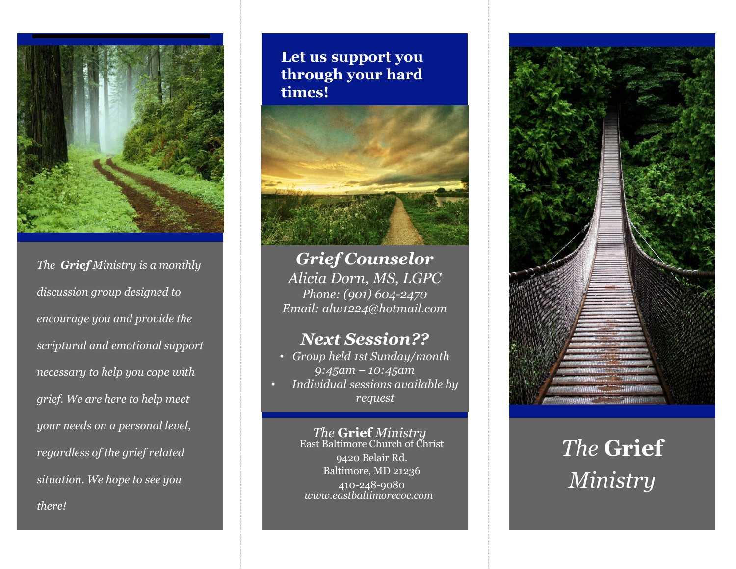*The **Grief** Ministry is a monthly discussion group designed to encourage you and provide the scriptural and emotional support necessary to help you cope with grief. We are here to help meet your needs on a personal level, regardless of the grief related situation. We hope to see you there!*

## Let us support you through your hard times!

### *Grief Counselor*

*Alicia Dorn, MS, LGPC*
*Phone: (901) 604-2470*
*Email: alw1224@hotmail.com*

### *Next Session??*

- *Group held 1st Sunday/month 9:45am – 10:45am*
- *Individual sessions available by request*

*The* **Grief** *Ministry*
East Baltimore Church of Christ
9420 Belair Rd.
Baltimore, MD 21236
410-248-9080
*www.eastbaltimorecoc.com*

# *The* **Grief** *Ministry*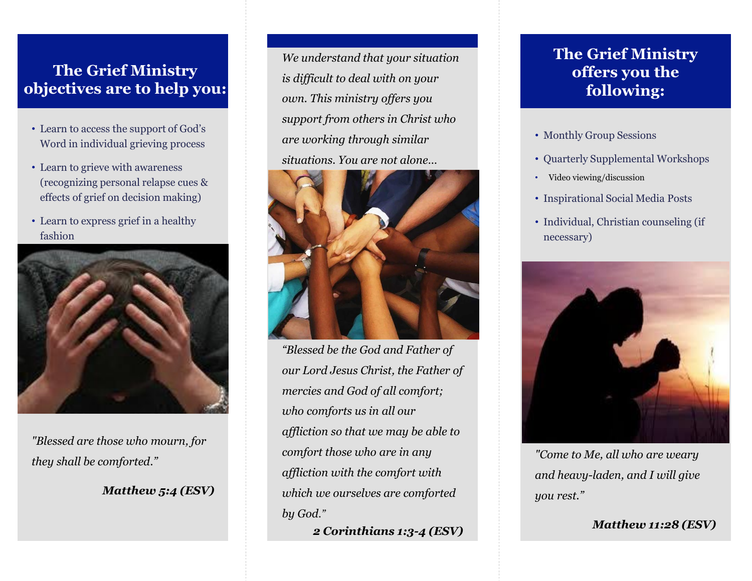## The Grief Ministry objectives are to help you:

- Learn to access the support of God's Word in individual grieving process
- Learn to grieve with awareness (recognizing personal relapse cues & effects of grief on decision making)
- Learn to express grief in a healthy fashion

*"Blessed are those who mourn, for they shall be comforted."*

***Matthew 5:4 (ESV)***

*We understand that your situation is difficult to deal with on your own. This ministry offers you support from others in Christ who are working through similar situations. You are not alone…*

*"Blessed be the God and Father of our Lord Jesus Christ, the Father of mercies and God of all comfort; who comforts us in all our affliction so that we may be able to comfort those who are in any affliction with the comfort with which we ourselves are comforted by God."*

***2 Corinthians 1:3-4 (ESV)***

## The Grief Ministry offers you the following:

- Monthly Group Sessions
- Quarterly Supplemental Workshops
- Video viewing/discussion
- Inspirational Social Media Posts
- Individual, Christian counseling (if necessary)

*"Come to Me, all who are weary and heavy-laden, and I will give you rest."*

***Matthew 11:28 (ESV)***